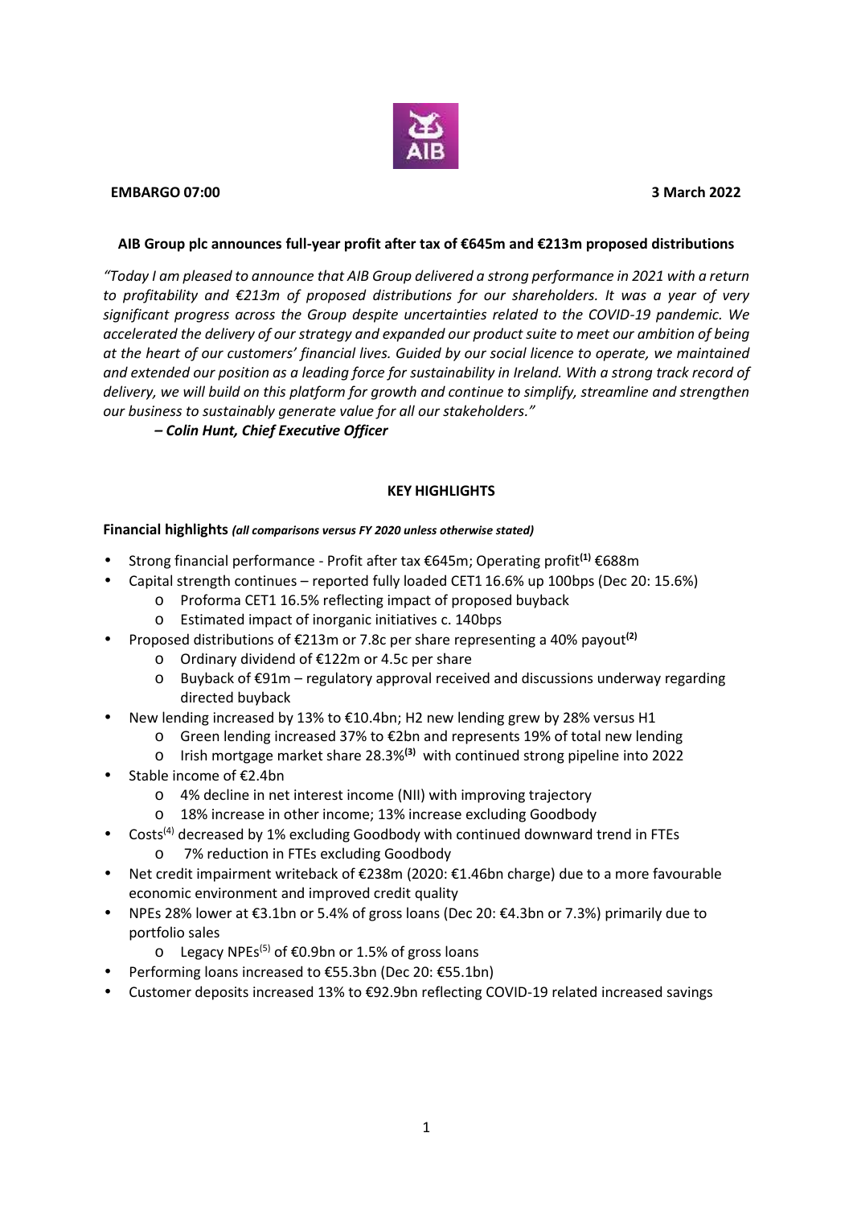**EMBARGO 07:00** **3 March 2022**

**AIB Group plc announces full-year profit after tax of €645m and €213m proposed distributions**

*"Today I am pleased to announce that AIB Group delivered a strong performance in 2021 with a return to profitability and €213m of proposed distributions for our shareholders. It was a year of very significant progress across the Group despite uncertainties related to the COVID-19 pandemic. We accelerated the delivery of our strategy and expanded our product suite to meet our ambition of being at the heart of our customers' financial lives. Guided by our social licence to operate, we maintained and extended our position as a leading force for sustainability in Ireland. With a strong track record of delivery, we will build on this platform for growth and continue to simplify, streamline and strengthen our business to sustainably generate value for all our stakeholders."*

***– Colin Hunt, Chief Executive Officer***

## KEY HIGHLIGHTS

**Financial highlights** ***(all comparisons versus FY 2020 unless otherwise stated)***

- Strong financial performance - Profit after tax €645m; Operating profit**(1)** €688m
- Capital strength continues – reported fully loaded CET1 16.6% up 100bps (Dec 20: 15.6%)
  - Proforma CET1 16.5% reflecting impact of proposed buyback
  - Estimated impact of inorganic initiatives c. 140bps
- Proposed distributions of €213m or 7.8c per share representing a 40% payout**(2)**
  - Ordinary dividend of €122m or 4.5c per share
  - Buyback of €91m – regulatory approval received and discussions underway regarding directed buyback
- New lending increased by 13% to €10.4bn; H2 new lending grew by 28% versus H1
  - Green lending increased 37% to €2bn and represents 19% of total new lending
  - Irish mortgage market share 28.3%**(3)** with continued strong pipeline into 2022
- Stable income of €2.4bn
  - 4% decline in net interest income (NII) with improving trajectory
  - 18% increase in other income; 13% increase excluding Goodbody
- Costs(4) decreased by 1% excluding Goodbody with continued downward trend in FTEs
  - 7% reduction in FTEs excluding Goodbody
- Net credit impairment writeback of €238m (2020: €1.46bn charge) due to a more favourable economic environment and improved credit quality
- NPEs 28% lower at €3.1bn or 5.4% of gross loans (Dec 20: €4.3bn or 7.3%) primarily due to portfolio sales
  - Legacy NPEs(5) of €0.9bn or 1.5% of gross loans
- Performing loans increased to €55.3bn (Dec 20: €55.1bn)
- Customer deposits increased 13% to €92.9bn reflecting COVID-19 related increased savings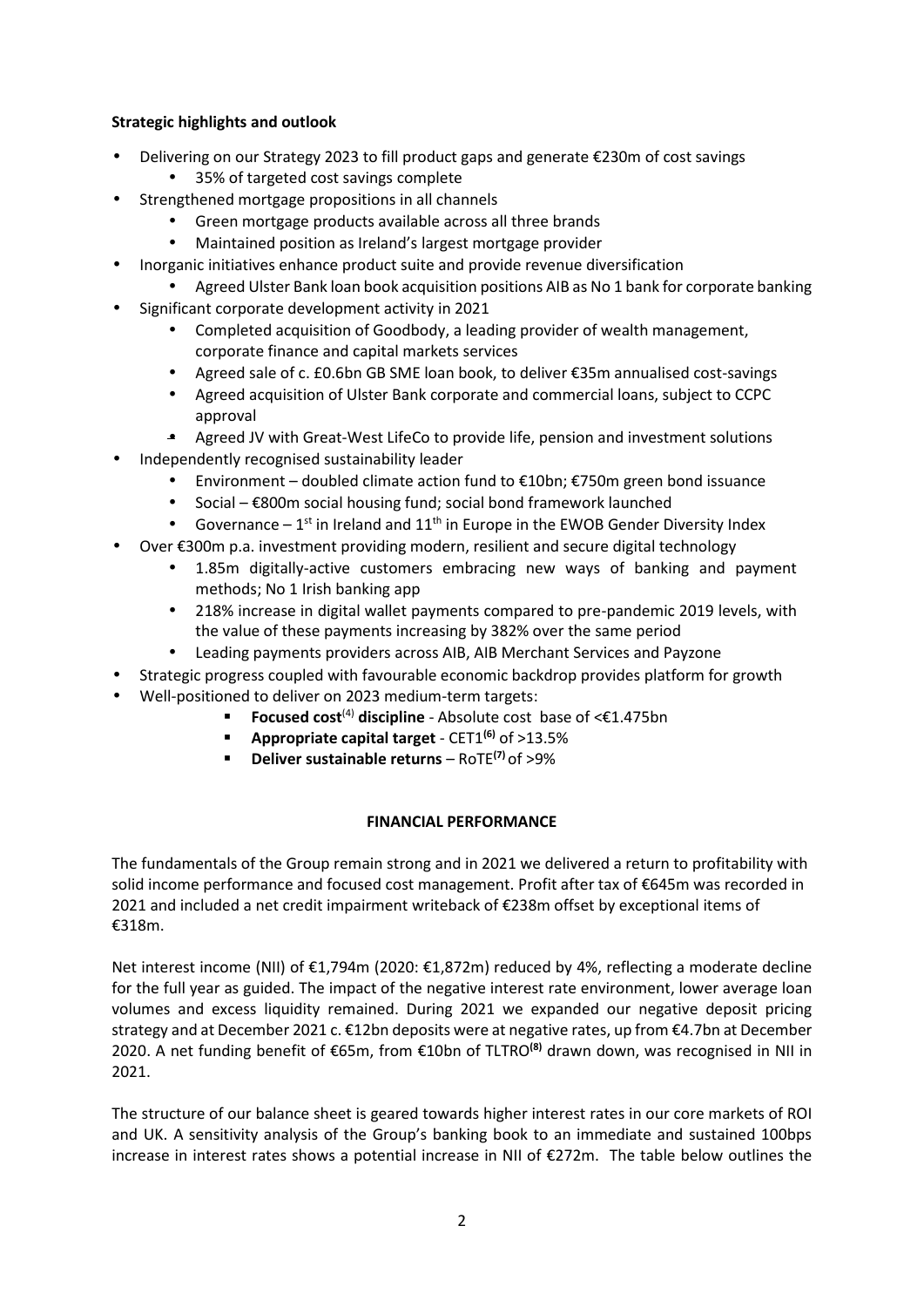**Strategic highlights and outlook**

- Delivering on our Strategy 2023 to fill product gaps and generate €230m of cost savings
    - 35% of targeted cost savings complete
- Strengthened mortgage propositions in all channels
    - Green mortgage products available across all three brands
    - Maintained position as Ireland's largest mortgage provider
- Inorganic initiatives enhance product suite and provide revenue diversification
    - Agreed Ulster Bank loan book acquisition positions AIB as No 1 bank for corporate banking
- Significant corporate development activity in 2021
    - Completed acquisition of Goodbody, a leading provider of wealth management, corporate finance and capital markets services
    - Agreed sale of c. £0.6bn GB SME loan book, to deliver €35m annualised cost-savings
    - Agreed acquisition of Ulster Bank corporate and commercial loans, subject to CCPC approval
    - Agreed JV with Great-West LifeCo to provide life, pension and investment solutions
- Independently recognised sustainability leader
    - Environment – doubled climate action fund to €10bn; €750m green bond issuance
    - Social – €800m social housing fund; social bond framework launched
    - Governance – 1st in Ireland and 11th in Europe in the EWOB Gender Diversity Index
- Over €300m p.a. investment providing modern, resilient and secure digital technology
    - 1.85m digitally-active customers embracing new ways of banking and payment methods; No 1 Irish banking app
    - 218% increase in digital wallet payments compared to pre-pandemic 2019 levels, with the value of these payments increasing by 382% over the same period
    - Leading payments providers across AIB, AIB Merchant Services and Payzone
- Strategic progress coupled with favourable economic backdrop provides platform for growth
- Well-positioned to deliver on 2023 medium-term targets:
    - **Focused cost**[4] **discipline** - Absolute cost base of <€1.475bn
    - **Appropriate capital target** - CET1**[6]** of >13.5%
    - **Deliver sustainable returns** – RoTE**[7]** of >9%

**FINANCIAL PERFORMANCE**

The fundamentals of the Group remain strong and in 2021 we delivered a return to profitability with solid income performance and focused cost management. Profit after tax of €645m was recorded in 2021 and included a net credit impairment writeback of €238m offset by exceptional items of €318m.

Net interest income (NII) of €1,794m (2020: €1,872m) reduced by 4%, reflecting a moderate decline for the full year as guided. The impact of the negative interest rate environment, lower average loan volumes and excess liquidity remained. During 2021 we expanded our negative deposit pricing strategy and at December 2021 c. €12bn deposits were at negative rates, up from €4.7bn at December 2020. A net funding benefit of €65m, from €10bn of TLTRO**[8]** drawn down, was recognised in NII in 2021.

The structure of our balance sheet is geared towards higher interest rates in our core markets of ROI and UK. A sensitivity analysis of the Group's banking book to an immediate and sustained 100bps increase in interest rates shows a potential increase in NII of €272m. The table below outlines the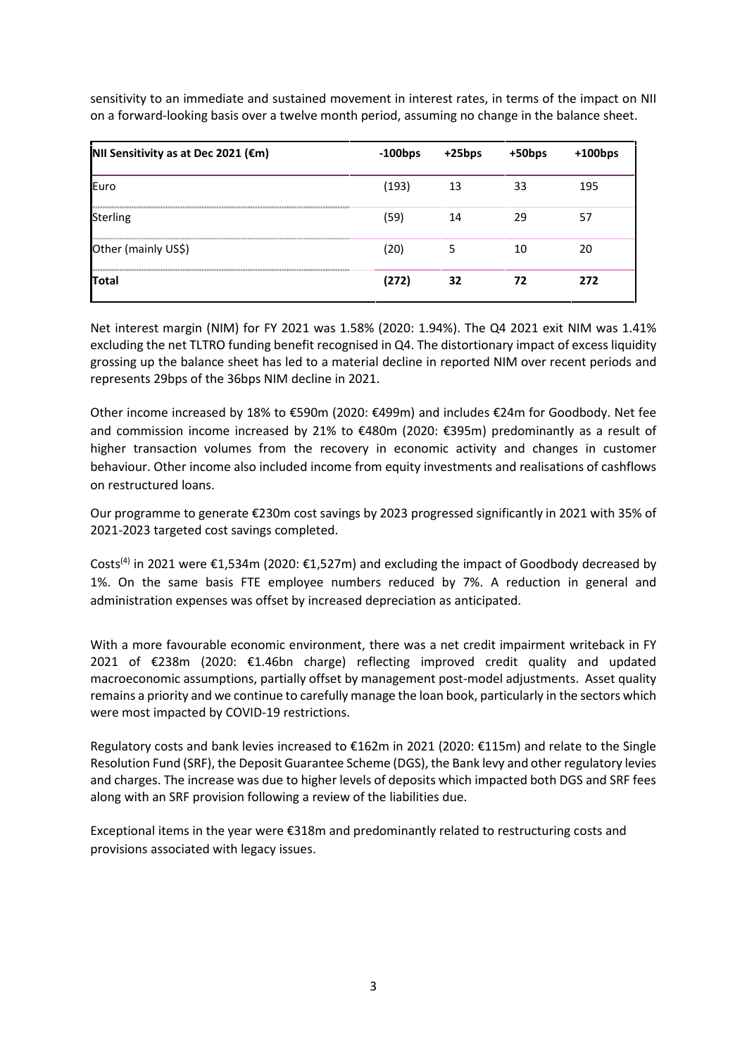sensitivity to an immediate and sustained movement in interest rates, in terms of the impact on NII on a forward-looking basis over a twelve month period, assuming no change in the balance sheet.

| NII Sensitivity as at Dec 2021 (€m) | -100bps | +25bps | +50bps | +100bps |
|---|---|---|---|---|
| Euro | (193) | 13 | 33 | 195 |
| Sterling | (59) | 14 | 29 | 57 |
| Other (mainly US$) | (20) | 5 | 10 | 20 |
| **Total** | **(272)** | **32** | **72** | **272** |

Net interest margin (NIM) for FY 2021 was 1.58% (2020: 1.94%). The Q4 2021 exit NIM was 1.41% excluding the net TLTRO funding benefit recognised in Q4. The distortionary impact of excess liquidity grossing up the balance sheet has led to a material decline in reported NIM over recent periods and represents 29bps of the 36bps NIM decline in 2021.

Other income increased by 18% to €590m (2020: €499m) and includes €24m for Goodbody. Net fee and commission income increased by 21% to €480m (2020: €395m) predominantly as a result of higher transaction volumes from the recovery in economic activity and changes in customer behaviour. Other income also included income from equity investments and realisations of cashflows on restructured loans.

Our programme to generate €230m cost savings by 2023 progressed significantly in 2021 with 35% of 2021-2023 targeted cost savings completed.

Costs[4] in 2021 were €1,534m (2020: €1,527m) and excluding the impact of Goodbody decreased by 1%. On the same basis FTE employee numbers reduced by 7%. A reduction in general and administration expenses was offset by increased depreciation as anticipated.

With a more favourable economic environment, there was a net credit impairment writeback in FY 2021 of €238m (2020: €1.46bn charge) reflecting improved credit quality and updated macroeconomic assumptions, partially offset by management post-model adjustments. Asset quality remains a priority and we continue to carefully manage the loan book, particularly in the sectors which were most impacted by COVID-19 restrictions.

Regulatory costs and bank levies increased to €162m in 2021 (2020: €115m) and relate to the Single Resolution Fund (SRF), the Deposit Guarantee Scheme (DGS), the Bank levy and other regulatory levies and charges. The increase was due to higher levels of deposits which impacted both DGS and SRF fees along with an SRF provision following a review of the liabilities due.

Exceptional items in the year were €318m and predominantly related to restructuring costs and provisions associated with legacy issues.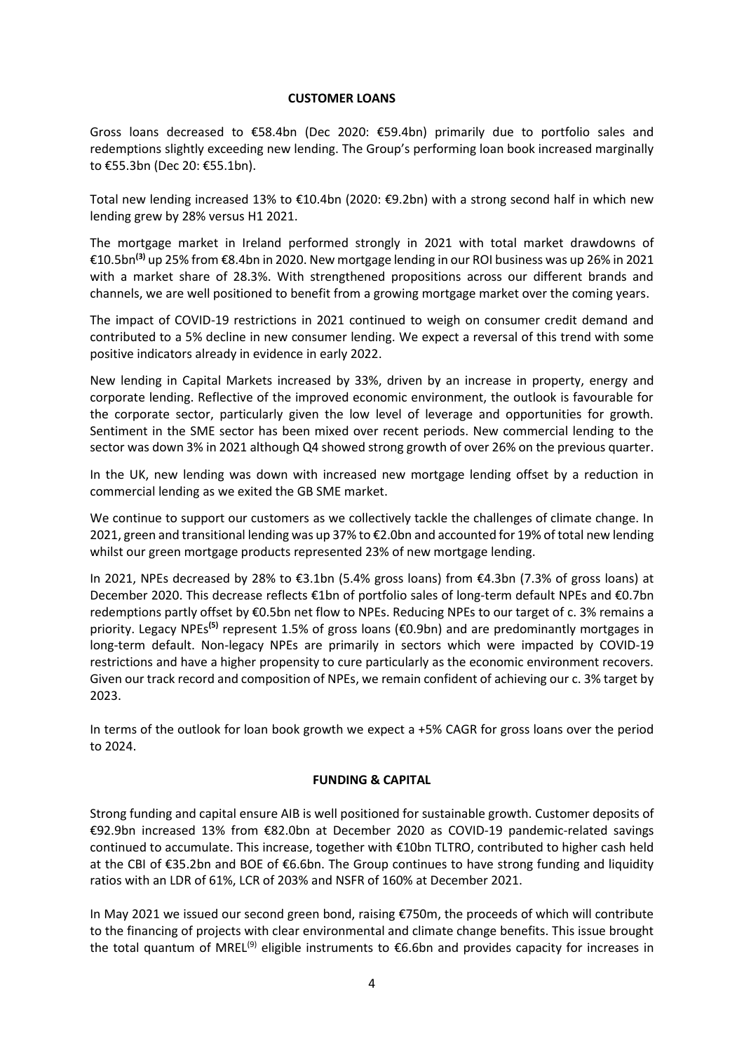## CUSTOMER LOANS

Gross loans decreased to €58.4bn (Dec 2020: €59.4bn) primarily due to portfolio sales and redemptions slightly exceeding new lending. The Group's performing loan book increased marginally to €55.3bn (Dec 20: €55.1bn).

Total new lending increased 13% to €10.4bn (2020: €9.2bn) with a strong second half in which new lending grew by 28% versus H1 2021.

The mortgage market in Ireland performed strongly in 2021 with total market drawdowns of €10.5bn[(3)] up 25% from €8.4bn in 2020. New mortgage lending in our ROI business was up 26% in 2021 with a market share of 28.3%. With strengthened propositions across our different brands and channels, we are well positioned to benefit from a growing mortgage market over the coming years.

The impact of COVID-19 restrictions in 2021 continued to weigh on consumer credit demand and contributed to a 5% decline in new consumer lending. We expect a reversal of this trend with some positive indicators already in evidence in early 2022.

New lending in Capital Markets increased by 33%, driven by an increase in property, energy and corporate lending. Reflective of the improved economic environment, the outlook is favourable for the corporate sector, particularly given the low level of leverage and opportunities for growth. Sentiment in the SME sector has been mixed over recent periods. New commercial lending to the sector was down 3% in 2021 although Q4 showed strong growth of over 26% on the previous quarter.

In the UK, new lending was down with increased new mortgage lending offset by a reduction in commercial lending as we exited the GB SME market.

We continue to support our customers as we collectively tackle the challenges of climate change. In 2021, green and transitional lending was up 37% to €2.0bn and accounted for 19% of total new lending whilst our green mortgage products represented 23% of new mortgage lending.

In 2021, NPEs decreased by 28% to €3.1bn (5.4% gross loans) from €4.3bn (7.3% of gross loans) at December 2020. This decrease reflects €1bn of portfolio sales of long-term default NPEs and €0.7bn redemptions partly offset by €0.5bn net flow to NPEs. Reducing NPEs to our target of c. 3% remains a priority. Legacy NPEs[(5)] represent 1.5% of gross loans (€0.9bn) and are predominantly mortgages in long-term default. Non-legacy NPEs are primarily in sectors which were impacted by COVID-19 restrictions and have a higher propensity to cure particularly as the economic environment recovers. Given our track record and composition of NPEs, we remain confident of achieving our c. 3% target by 2023.

In terms of the outlook for loan book growth we expect a +5% CAGR for gross loans over the period to 2024.

## FUNDING & CAPITAL

Strong funding and capital ensure AIB is well positioned for sustainable growth. Customer deposits of €92.9bn increased 13% from €82.0bn at December 2020 as COVID-19 pandemic-related savings continued to accumulate. This increase, together with €10bn TLTRO, contributed to higher cash held at the CBI of €35.2bn and BOE of €6.6bn. The Group continues to have strong funding and liquidity ratios with an LDR of 61%, LCR of 203% and NSFR of 160% at December 2021.

In May 2021 we issued our second green bond, raising €750m, the proceeds of which will contribute to the financing of projects with clear environmental and climate change benefits. This issue brought the total quantum of MREL[(9)] eligible instruments to €6.6bn and provides capacity for increases in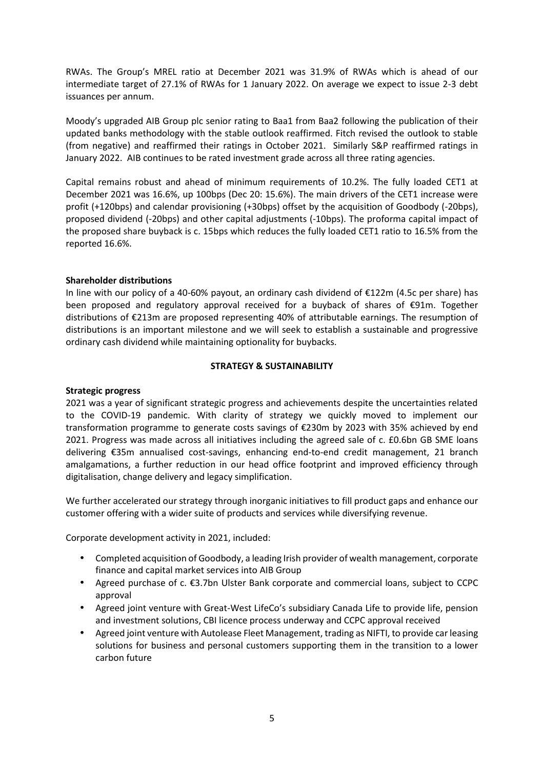RWAs. The Group's MREL ratio at December 2021 was 31.9% of RWAs which is ahead of our intermediate target of 27.1% of RWAs for 1 January 2022. On average we expect to issue 2-3 debt issuances per annum.

Moody's upgraded AIB Group plc senior rating to Baa1 from Baa2 following the publication of their updated banks methodology with the stable outlook reaffirmed. Fitch revised the outlook to stable (from negative) and reaffirmed their ratings in October 2021. Similarly S&P reaffirmed ratings in January 2022. AIB continues to be rated investment grade across all three rating agencies.

Capital remains robust and ahead of minimum requirements of 10.2%. The fully loaded CET1 at December 2021 was 16.6%, up 100bps (Dec 20: 15.6%). The main drivers of the CET1 increase were profit (+120bps) and calendar provisioning (+30bps) offset by the acquisition of Goodbody (-20bps), proposed dividend (-20bps) and other capital adjustments (-10bps). The proforma capital impact of the proposed share buyback is c. 15bps which reduces the fully loaded CET1 ratio to 16.5% from the reported 16.6%.

**Shareholder distributions**

In line with our policy of a 40-60% payout, an ordinary cash dividend of €122m (4.5c per share) has been proposed and regulatory approval received for a buyback of shares of €91m. Together distributions of €213m are proposed representing 40% of attributable earnings. The resumption of distributions is an important milestone and we will seek to establish a sustainable and progressive ordinary cash dividend while maintaining optionality for buybacks.

## STRATEGY & SUSTAINABILITY

**Strategic progress**

2021 was a year of significant strategic progress and achievements despite the uncertainties related to the COVID-19 pandemic. With clarity of strategy we quickly moved to implement our transformation programme to generate costs savings of €230m by 2023 with 35% achieved by end 2021. Progress was made across all initiatives including the agreed sale of c. £0.6bn GB SME loans delivering €35m annualised cost-savings, enhancing end-to-end credit management, 21 branch amalgamations, a further reduction in our head office footprint and improved efficiency through digitalisation, change delivery and legacy simplification.

We further accelerated our strategy through inorganic initiatives to fill product gaps and enhance our customer offering with a wider suite of products and services while diversifying revenue.

Corporate development activity in 2021, included:

- Completed acquisition of Goodbody, a leading Irish provider of wealth management, corporate finance and capital market services into AIB Group
- Agreed purchase of c. €3.7bn Ulster Bank corporate and commercial loans, subject to CCPC approval
- Agreed joint venture with Great-West LifeCo's subsidiary Canada Life to provide life, pension and investment solutions, CBI licence process underway and CCPC approval received
- Agreed joint venture with Autolease Fleet Management, trading as NIFTI, to provide car leasing solutions for business and personal customers supporting them in the transition to a lower carbon future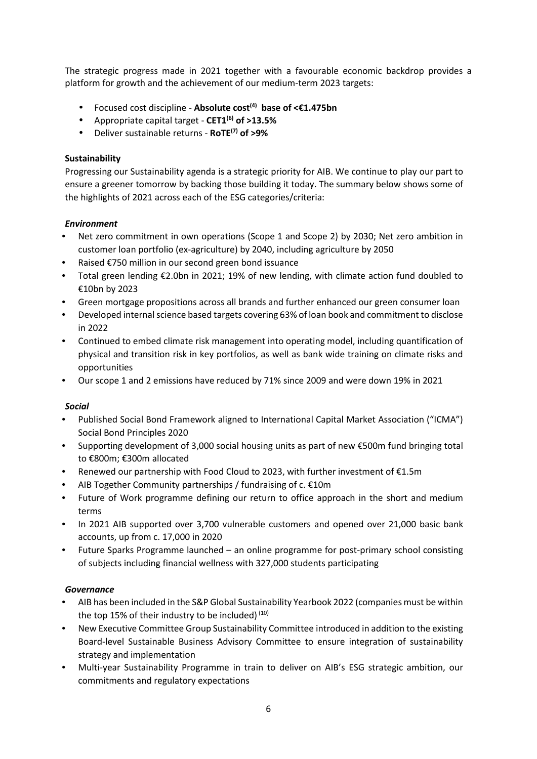The strategic progress made in 2021 together with a favourable economic backdrop provides a platform for growth and the achievement of our medium-term 2023 targets:

- Focused cost discipline - **Absolute cost[(4)] base of <€1.475bn**
- Appropriate capital target - **CET1[(6)] of >13.5%**
- Deliver sustainable returns - **RoTE[(7)] of >9%**

**Sustainability**

Progressing our Sustainability agenda is a strategic priority for AIB. We continue to play our part to ensure a greener tomorrow by backing those building it today. The summary below shows some of the highlights of 2021 across each of the ESG categories/criteria:

***Environment***

- Net zero commitment in own operations (Scope 1 and Scope 2) by 2030; Net zero ambition in customer loan portfolio (ex-agriculture) by 2040, including agriculture by 2050
- Raised €750 million in our second green bond issuance
- Total green lending €2.0bn in 2021; 19% of new lending, with climate action fund doubled to €10bn by 2023
- Green mortgage propositions across all brands and further enhanced our green consumer loan
- Developed internal science based targets covering 63% of loan book and commitment to disclose in 2022
- Continued to embed climate risk management into operating model, including quantification of physical and transition risk in key portfolios, as well as bank wide training on climate risks and opportunities
- Our scope 1 and 2 emissions have reduced by 71% since 2009 and were down 19% in 2021

***Social***

- Published Social Bond Framework aligned to International Capital Market Association ("ICMA") Social Bond Principles 2020
- Supporting development of 3,000 social housing units as part of new €500m fund bringing total to €800m; €300m allocated
- Renewed our partnership with Food Cloud to 2023, with further investment of €1.5m
- AIB Together Community partnerships / fundraising of c. €10m
- Future of Work programme defining our return to office approach in the short and medium terms
- In 2021 AIB supported over 3,700 vulnerable customers and opened over 21,000 basic bank accounts, up from c. 17,000 in 2020
- Future Sparks Programme launched – an online programme for post-primary school consisting of subjects including financial wellness with 327,000 students participating

***Governance***

- AIB has been included in the S&P Global Sustainability Yearbook 2022 (companies must be within the top 15% of their industry to be included) [(10)]
- New Executive Committee Group Sustainability Committee introduced in addition to the existing Board-level Sustainable Business Advisory Committee to ensure integration of sustainability strategy and implementation
- Multi-year Sustainability Programme in train to deliver on AIB's ESG strategic ambition, our commitments and regulatory expectations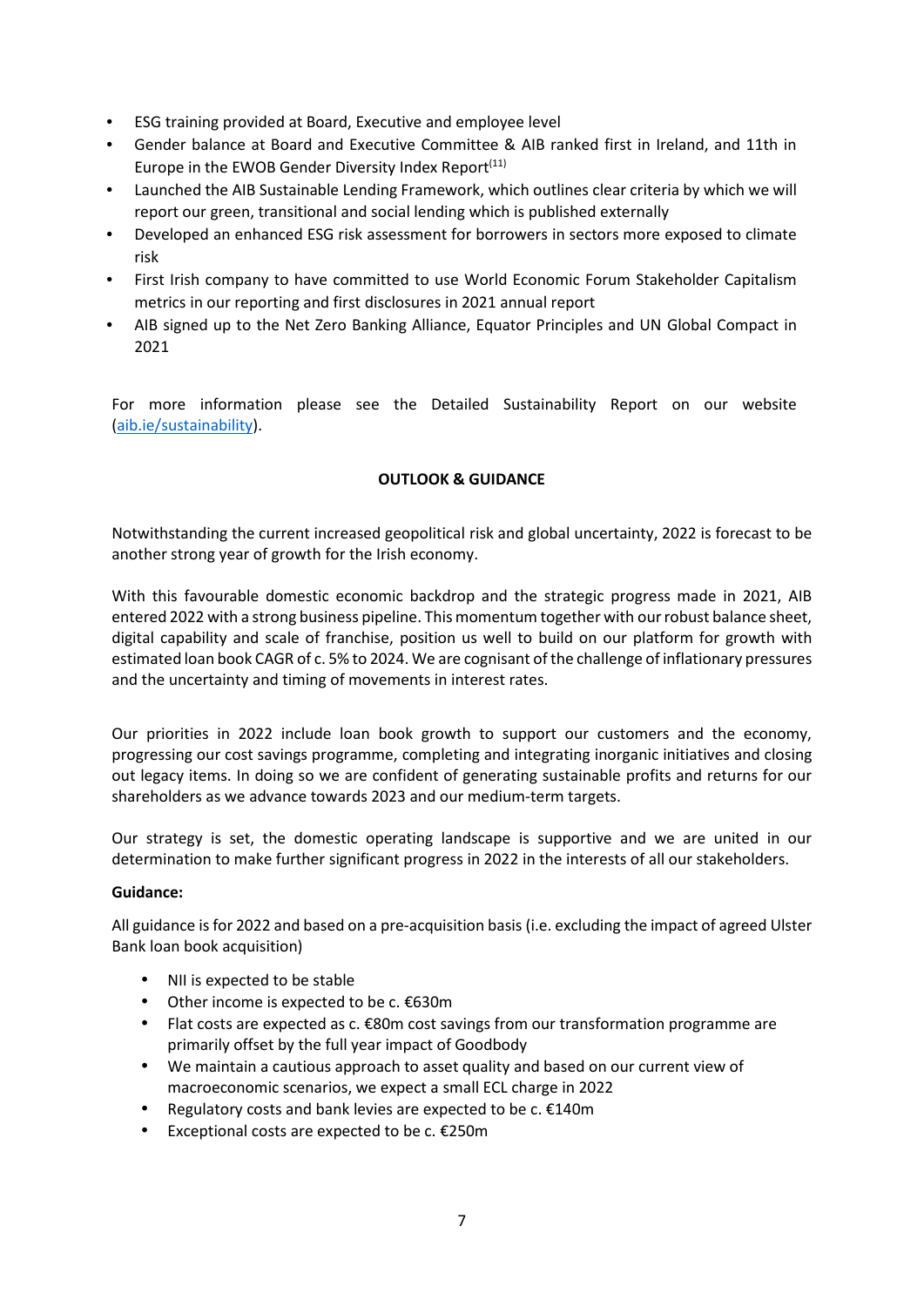- ESG training provided at Board, Executive and employee level
- Gender balance at Board and Executive Committee & AIB ranked first in Ireland, and 11th in Europe in the EWOB Gender Diversity Index Report[11]
- Launched the AIB Sustainable Lending Framework, which outlines clear criteria by which we will report our green, transitional and social lending which is published externally
- Developed an enhanced ESG risk assessment for borrowers in sectors more exposed to climate risk
- First Irish company to have committed to use World Economic Forum Stakeholder Capitalism metrics in our reporting and first disclosures in 2021 annual report
- AIB signed up to the Net Zero Banking Alliance, Equator Principles and UN Global Compact in 2021

For more information please see the Detailed Sustainability Report on our website (aib.ie/sustainability).

## OUTLOOK & GUIDANCE

Notwithstanding the current increased geopolitical risk and global uncertainty, 2022 is forecast to be another strong year of growth for the Irish economy.

With this favourable domestic economic backdrop and the strategic progress made in 2021, AIB entered 2022 with a strong business pipeline. This momentum together with our robust balance sheet, digital capability and scale of franchise, position us well to build on our platform for growth with estimated loan book CAGR of c. 5% to 2024. We are cognisant of the challenge of inflationary pressures and the uncertainty and timing of movements in interest rates.

Our priorities in 2022 include loan book growth to support our customers and the economy, progressing our cost savings programme, completing and integrating inorganic initiatives and closing out legacy items. In doing so we are confident of generating sustainable profits and returns for our shareholders as we advance towards 2023 and our medium-term targets.

Our strategy is set, the domestic operating landscape is supportive and we are united in our determination to make further significant progress in 2022 in the interests of all our stakeholders.

**Guidance:**

All guidance is for 2022 and based on a pre-acquisition basis (i.e. excluding the impact of agreed Ulster Bank loan book acquisition)

- NII is expected to be stable
- Other income is expected to be c. €630m
- Flat costs are expected as c. €80m cost savings from our transformation programme are primarily offset by the full year impact of Goodbody
- We maintain a cautious approach to asset quality and based on our current view of macroeconomic scenarios, we expect a small ECL charge in 2022
- Regulatory costs and bank levies are expected to be c. €140m
- Exceptional costs are expected to be c. €250m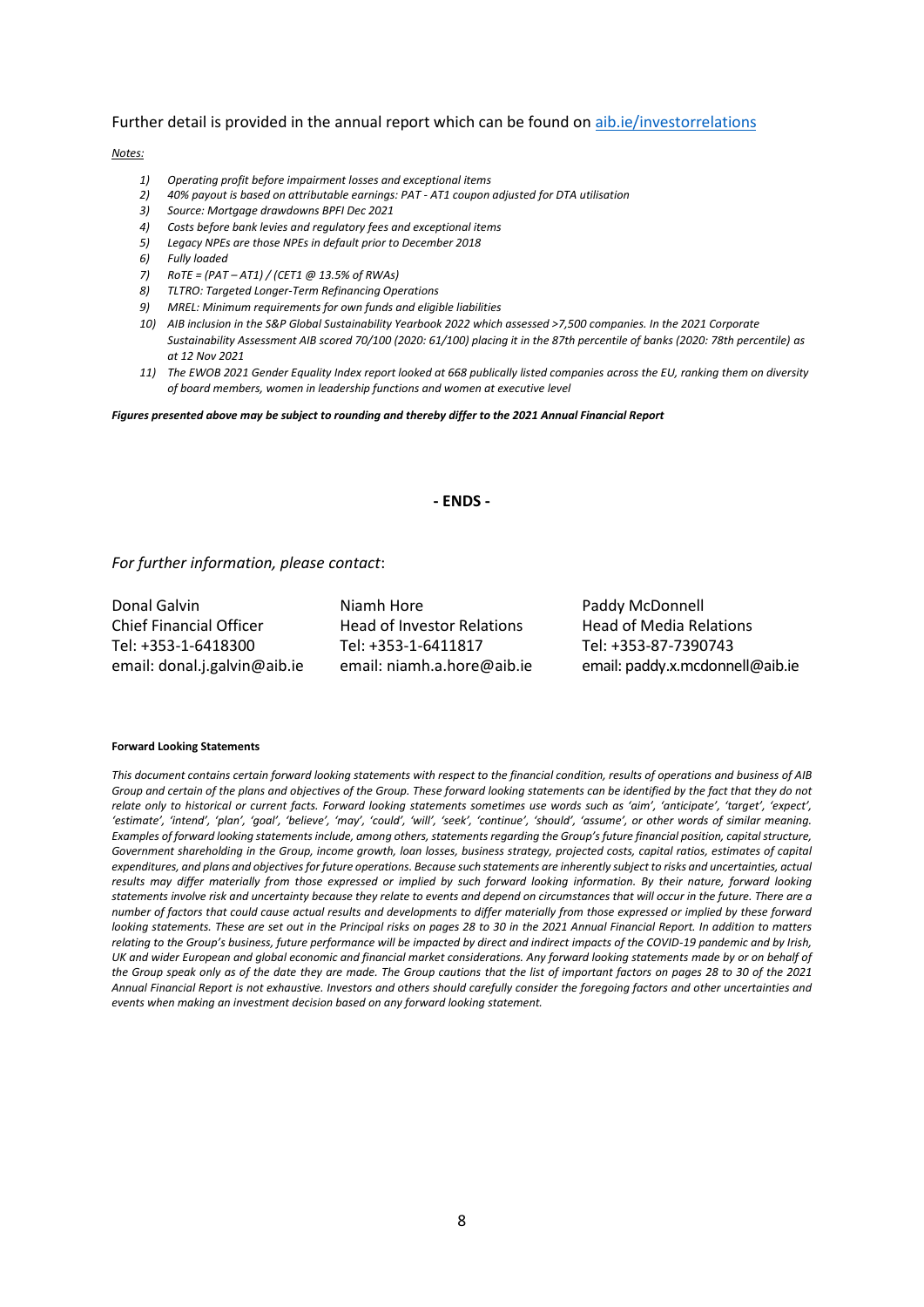Further detail is provided in the annual report which can be found on [aib.ie/investorrelations](aib.ie/investorrelations)

*Notes:*

1) *Operating profit before impairment losses and exceptional items*
2) *40% payout is based on attributable earnings: PAT - AT1 coupon adjusted for DTA utilisation*
3) *Source: Mortgage drawdowns BPFI Dec 2021*
4) *Costs before bank levies and regulatory fees and exceptional items*
5) *Legacy NPEs are those NPEs in default prior to December 2018*
6) *Fully loaded*
7) *RoTE = (PAT – AT1) / (CET1 @ 13.5% of RWAs)*
8) *TLTRO: Targeted Longer-Term Refinancing Operations*
9) *MREL: Minimum requirements for own funds and eligible liabilities*
10) *AIB inclusion in the S&P Global Sustainability Yearbook 2022 which assessed >7,500 companies. In the 2021 Corporate Sustainability Assessment AIB scored 70/100 (2020: 61/100) placing it in the 87th percentile of banks (2020: 78th percentile) as at 12 Nov 2021*
11) *The EWOB 2021 Gender Equality Index report looked at 668 publically listed companies across the EU, ranking them on diversity of board members, women in leadership functions and women at executive level*

***Figures presented above may be subject to rounding and thereby differ to the 2021 Annual Financial Report***

**- ENDS -**

*For further information, please contact*:

Donal Galvin
Chief Financial Officer
Tel: +353-1-6418300
email: donal.j.galvin@aib.ie

Niamh Hore
Head of Investor Relations
Tel: +353-1-6411817
email: niamh.a.hore@aib.ie

Paddy McDonnell
Head of Media Relations
Tel: +353-87-7390743
email: paddy.x.mcdonnell@aib.ie

**Forward Looking Statements**

*This document contains certain forward looking statements with respect to the financial condition, results of operations and business of AIB Group and certain of the plans and objectives of the Group. These forward looking statements can be identified by the fact that they do not relate only to historical or current facts. Forward looking statements sometimes use words such as 'aim', 'anticipate', 'target', 'expect', 'estimate', 'intend', 'plan', 'goal', 'believe', 'may', 'could', 'will', 'seek', 'continue', 'should', 'assume', or other words of similar meaning. Examples of forward looking statements include, among others, statements regarding the Group's future financial position, capital structure, Government shareholding in the Group, income growth, loan losses, business strategy, projected costs, capital ratios, estimates of capital expenditures, and plans and objectives for future operations. Because such statements are inherently subject to risks and uncertainties, actual results may differ materially from those expressed or implied by such forward looking information. By their nature, forward looking statements involve risk and uncertainty because they relate to events and depend on circumstances that will occur in the future. There are a number of factors that could cause actual results and developments to differ materially from those expressed or implied by these forward looking statements. These are set out in the Principal risks on pages 28 to 30 in the 2021 Annual Financial Report. In addition to matters relating to the Group's business, future performance will be impacted by direct and indirect impacts of the COVID-19 pandemic and by Irish, UK and wider European and global economic and financial market considerations. Any forward looking statements made by or on behalf of the Group speak only as of the date they are made. The Group cautions that the list of important factors on pages 28 to 30 of the 2021 Annual Financial Report is not exhaustive. Investors and others should carefully consider the foregoing factors and other uncertainties and events when making an investment decision based on any forward looking statement.*